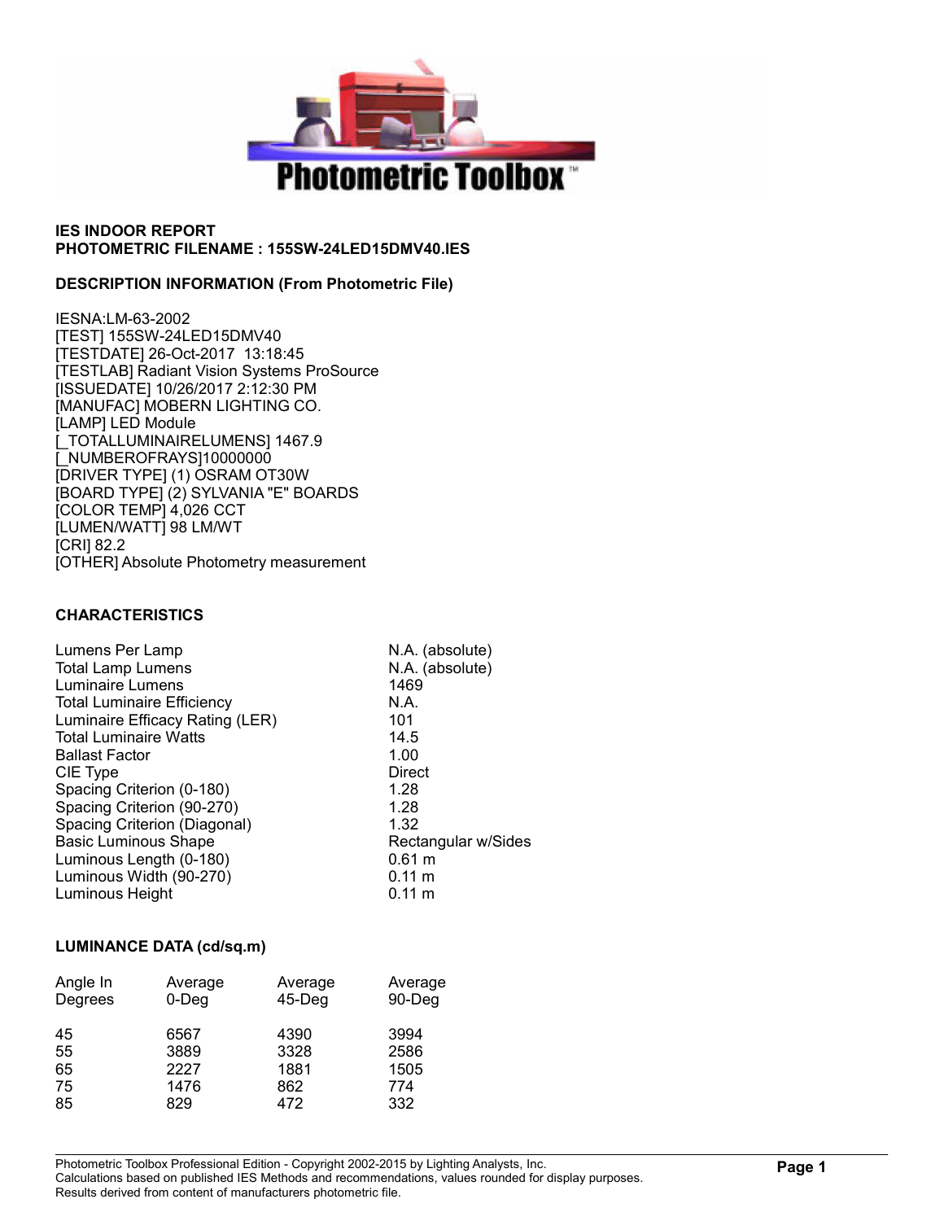**IES INDOOR REPORT**
**PHOTOMETRIC FILENAME : 155SW-24LED15DMV40.IES**

**DESCRIPTION INFORMATION (From Photometric File)**

IESNA:LM-63-2002
[TEST] 155SW-24LED15DMV40
[TESTDATE] 26-Oct-2017 13:18:45
[TESTLAB] Radiant Vision Systems ProSource
[ISSUEDATE] 10/26/2017 2:12:30 PM
[MANUFAC] MOBERN LIGHTING CO.
[LAMP] LED Module
[_TOTALLUMINAIRELUMENS] 1467.9
[_NUMBEROFRAYS]10000000
[DRIVER TYPE] (1) OSRAM OT30W
[BOARD TYPE] (2) SYLVANIA "E" BOARDS
[COLOR TEMP] 4,026 CCT
[LUMEN/WATT] 98 LM/WT
[CRI] 82.2
[OTHER] Absolute Photometry measurement

**CHARACTERISTICS**

| | |
|---|---|
| Lumens Per Lamp | N.A. (absolute) |
| Total Lamp Lumens | N.A. (absolute) |
| Luminaire Lumens | 1469 |
| Total Luminaire Efficiency | N.A. |
| Luminaire Efficacy Rating (LER) | 101 |
| Total Luminaire Watts | 14.5 |
| Ballast Factor | 1.00 |
| CIE Type | Direct |
| Spacing Criterion (0-180) | 1.28 |
| Spacing Criterion (90-270) | 1.28 |
| Spacing Criterion (Diagonal) | 1.32 |
| Basic Luminous Shape | Rectangular w/Sides |
| Luminous Length (0-180) | 0.61 m |
| Luminous Width (90-270) | 0.11 m |
| Luminous Height | 0.11 m |

**LUMINANCE DATA (cd/sq.m)**

| Angle In Degrees | Average 0-Deg | Average 45-Deg | Average 90-Deg |
|---|---|---|---|
| 45 | 6567 | 4390 | 3994 |
| 55 | 3889 | 3328 | 2586 |
| 65 | 2227 | 1881 | 1505 |
| 75 | 1476 | 862 | 774 |
| 85 | 829 | 472 | 332 |

Photometric Toolbox Professional Edition - Copyright 2002-2015 by Lighting Analysts, Inc.
Calculations based on published IES Methods and recommendations, values rounded for display purposes.
Results derived from content of manufacturers photometric file.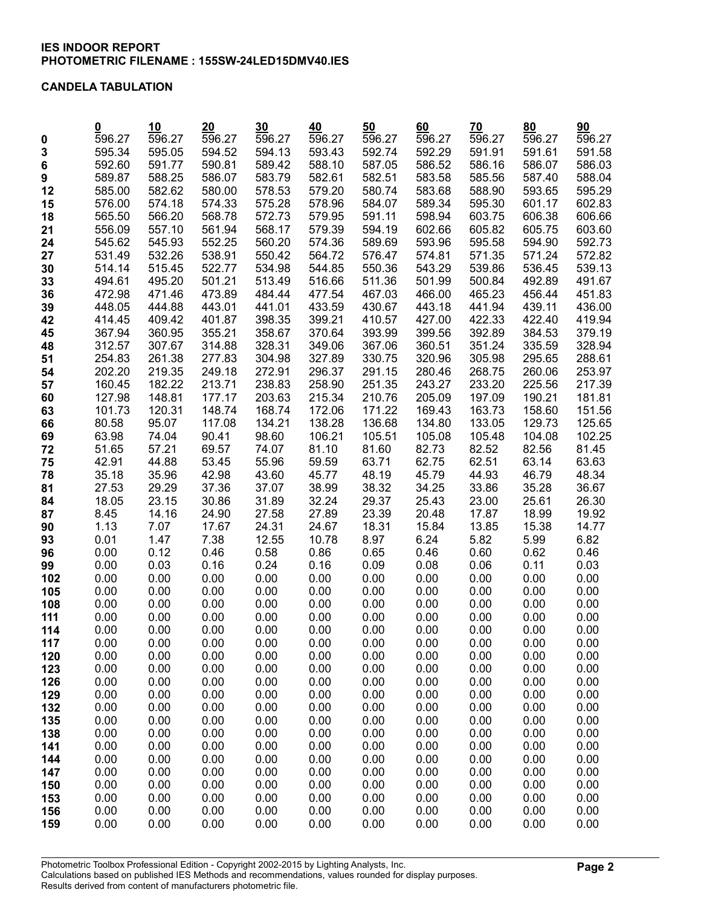**IES INDOOR REPORT**
**PHOTOMETRIC FILENAME : 155SW-24LED15DMV40.IES**

**CANDELA TABULATION**

| | 0 | 10 | 20 | 30 | 40 | 50 | 60 | 70 | 80 | 90 |
|---|---|---|---|---|---|---|---|---|---|---|
| **0** | 596.27 | 596.27 | 596.27 | 596.27 | 596.27 | 596.27 | 596.27 | 596.27 | 596.27 | 596.27 |
| **3** | 595.34 | 595.05 | 594.52 | 594.13 | 593.43 | 592.74 | 592.29 | 591.91 | 591.61 | 591.58 |
| **6** | 592.60 | 591.77 | 590.81 | 589.42 | 588.10 | 587.05 | 586.52 | 586.16 | 586.07 | 586.03 |
| **9** | 589.87 | 588.25 | 586.07 | 583.79 | 582.61 | 582.51 | 583.58 | 585.56 | 587.40 | 588.04 |
| **12** | 585.00 | 582.62 | 580.00 | 578.53 | 579.20 | 580.74 | 583.68 | 588.90 | 593.65 | 595.29 |
| **15** | 576.00 | 574.18 | 574.33 | 575.28 | 578.96 | 584.07 | 589.34 | 595.30 | 601.17 | 602.83 |
| **18** | 565.50 | 566.20 | 568.78 | 572.73 | 579.95 | 591.11 | 598.94 | 603.75 | 606.38 | 606.66 |
| **21** | 556.09 | 557.10 | 561.94 | 568.17 | 579.39 | 594.19 | 602.66 | 605.82 | 605.75 | 603.60 |
| **24** | 545.62 | 545.93 | 552.25 | 560.20 | 574.36 | 589.69 | 593.96 | 595.58 | 594.90 | 592.73 |
| **27** | 531.49 | 532.26 | 538.91 | 550.42 | 564.72 | 576.47 | 574.81 | 571.35 | 571.24 | 572.82 |
| **30** | 514.14 | 515.45 | 522.77 | 534.98 | 544.85 | 550.36 | 543.29 | 539.86 | 536.45 | 539.13 |
| **33** | 494.61 | 495.20 | 501.21 | 513.49 | 516.66 | 511.36 | 501.99 | 500.84 | 492.89 | 491.67 |
| **36** | 472.98 | 471.46 | 473.89 | 484.44 | 477.54 | 467.03 | 466.00 | 465.23 | 456.44 | 451.83 |
| **39** | 448.05 | 444.88 | 443.01 | 441.01 | 433.59 | 430.67 | 443.18 | 441.94 | 439.11 | 436.00 |
| **42** | 414.45 | 409.42 | 401.87 | 398.35 | 399.21 | 410.57 | 427.00 | 422.33 | 422.40 | 419.94 |
| **45** | 367.94 | 360.95 | 355.21 | 358.67 | 370.64 | 393.99 | 399.56 | 392.89 | 384.53 | 379.19 |
| **48** | 312.57 | 307.67 | 314.88 | 328.31 | 349.06 | 367.06 | 360.51 | 351.24 | 335.59 | 328.94 |
| **51** | 254.83 | 261.38 | 277.83 | 304.98 | 327.89 | 330.75 | 320.96 | 305.98 | 295.65 | 288.61 |
| **54** | 202.20 | 219.35 | 249.18 | 272.91 | 296.37 | 291.15 | 280.46 | 268.75 | 260.06 | 253.97 |
| **57** | 160.45 | 182.22 | 213.71 | 238.83 | 258.90 | 251.35 | 243.27 | 233.20 | 225.56 | 217.39 |
| **60** | 127.98 | 148.81 | 177.17 | 203.63 | 215.34 | 210.76 | 205.09 | 197.09 | 190.21 | 181.81 |
| **63** | 101.73 | 120.31 | 148.74 | 168.74 | 172.06 | 171.22 | 169.43 | 163.73 | 158.60 | 151.56 |
| **66** | 80.58 | 95.07 | 117.08 | 134.21 | 138.28 | 136.68 | 134.80 | 133.05 | 129.73 | 125.65 |
| **69** | 63.98 | 74.04 | 90.41 | 98.60 | 106.21 | 105.51 | 105.08 | 105.48 | 104.08 | 102.25 |
| **72** | 51.65 | 57.21 | 69.57 | 74.07 | 81.10 | 81.60 | 82.73 | 82.52 | 82.56 | 81.45 |
| **75** | 42.91 | 44.88 | 53.45 | 55.96 | 59.59 | 63.71 | 62.75 | 62.51 | 63.14 | 63.63 |
| **78** | 35.18 | 35.96 | 42.98 | 43.60 | 45.77 | 48.19 | 45.79 | 44.93 | 46.79 | 48.34 |
| **81** | 27.53 | 29.29 | 37.36 | 37.07 | 38.99 | 38.32 | 34.25 | 33.86 | 35.28 | 36.67 |
| **84** | 18.05 | 23.15 | 30.86 | 31.89 | 32.24 | 29.37 | 25.43 | 23.00 | 25.61 | 26.30 |
| **87** | 8.45 | 14.16 | 24.90 | 27.58 | 27.89 | 23.39 | 20.48 | 17.87 | 18.99 | 19.92 |
| **90** | 1.13 | 7.07 | 17.67 | 24.31 | 24.67 | 18.31 | 15.84 | 13.85 | 15.38 | 14.77 |
| **93** | 0.01 | 1.47 | 7.38 | 12.55 | 10.78 | 8.97 | 6.24 | 5.82 | 5.99 | 6.82 |
| **96** | 0.00 | 0.12 | 0.46 | 0.58 | 0.86 | 0.65 | 0.46 | 0.60 | 0.62 | 0.46 |
| **99** | 0.00 | 0.03 | 0.16 | 0.24 | 0.16 | 0.09 | 0.08 | 0.06 | 0.11 | 0.03 |
| **102** | 0.00 | 0.00 | 0.00 | 0.00 | 0.00 | 0.00 | 0.00 | 0.00 | 0.00 | 0.00 |
| **105** | 0.00 | 0.00 | 0.00 | 0.00 | 0.00 | 0.00 | 0.00 | 0.00 | 0.00 | 0.00 |
| **108** | 0.00 | 0.00 | 0.00 | 0.00 | 0.00 | 0.00 | 0.00 | 0.00 | 0.00 | 0.00 |
| **111** | 0.00 | 0.00 | 0.00 | 0.00 | 0.00 | 0.00 | 0.00 | 0.00 | 0.00 | 0.00 |
| **114** | 0.00 | 0.00 | 0.00 | 0.00 | 0.00 | 0.00 | 0.00 | 0.00 | 0.00 | 0.00 |
| **117** | 0.00 | 0.00 | 0.00 | 0.00 | 0.00 | 0.00 | 0.00 | 0.00 | 0.00 | 0.00 |
| **120** | 0.00 | 0.00 | 0.00 | 0.00 | 0.00 | 0.00 | 0.00 | 0.00 | 0.00 | 0.00 |
| **123** | 0.00 | 0.00 | 0.00 | 0.00 | 0.00 | 0.00 | 0.00 | 0.00 | 0.00 | 0.00 |
| **126** | 0.00 | 0.00 | 0.00 | 0.00 | 0.00 | 0.00 | 0.00 | 0.00 | 0.00 | 0.00 |
| **129** | 0.00 | 0.00 | 0.00 | 0.00 | 0.00 | 0.00 | 0.00 | 0.00 | 0.00 | 0.00 |
| **132** | 0.00 | 0.00 | 0.00 | 0.00 | 0.00 | 0.00 | 0.00 | 0.00 | 0.00 | 0.00 |
| **135** | 0.00 | 0.00 | 0.00 | 0.00 | 0.00 | 0.00 | 0.00 | 0.00 | 0.00 | 0.00 |
| **138** | 0.00 | 0.00 | 0.00 | 0.00 | 0.00 | 0.00 | 0.00 | 0.00 | 0.00 | 0.00 |
| **141** | 0.00 | 0.00 | 0.00 | 0.00 | 0.00 | 0.00 | 0.00 | 0.00 | 0.00 | 0.00 |
| **144** | 0.00 | 0.00 | 0.00 | 0.00 | 0.00 | 0.00 | 0.00 | 0.00 | 0.00 | 0.00 |
| **147** | 0.00 | 0.00 | 0.00 | 0.00 | 0.00 | 0.00 | 0.00 | 0.00 | 0.00 | 0.00 |
| **150** | 0.00 | 0.00 | 0.00 | 0.00 | 0.00 | 0.00 | 0.00 | 0.00 | 0.00 | 0.00 |
| **153** | 0.00 | 0.00 | 0.00 | 0.00 | 0.00 | 0.00 | 0.00 | 0.00 | 0.00 | 0.00 |
| **156** | 0.00 | 0.00 | 0.00 | 0.00 | 0.00 | 0.00 | 0.00 | 0.00 | 0.00 | 0.00 |
| **159** | 0.00 | 0.00 | 0.00 | 0.00 | 0.00 | 0.00 | 0.00 | 0.00 | 0.00 | 0.00 |

Photometric Toolbox Professional Edition - Copyright 2002-2015 by Lighting Analysts, Inc.
Calculations based on published IES Methods and recommendations, values rounded for display purposes.
Results derived from content of manufacturers photometric file.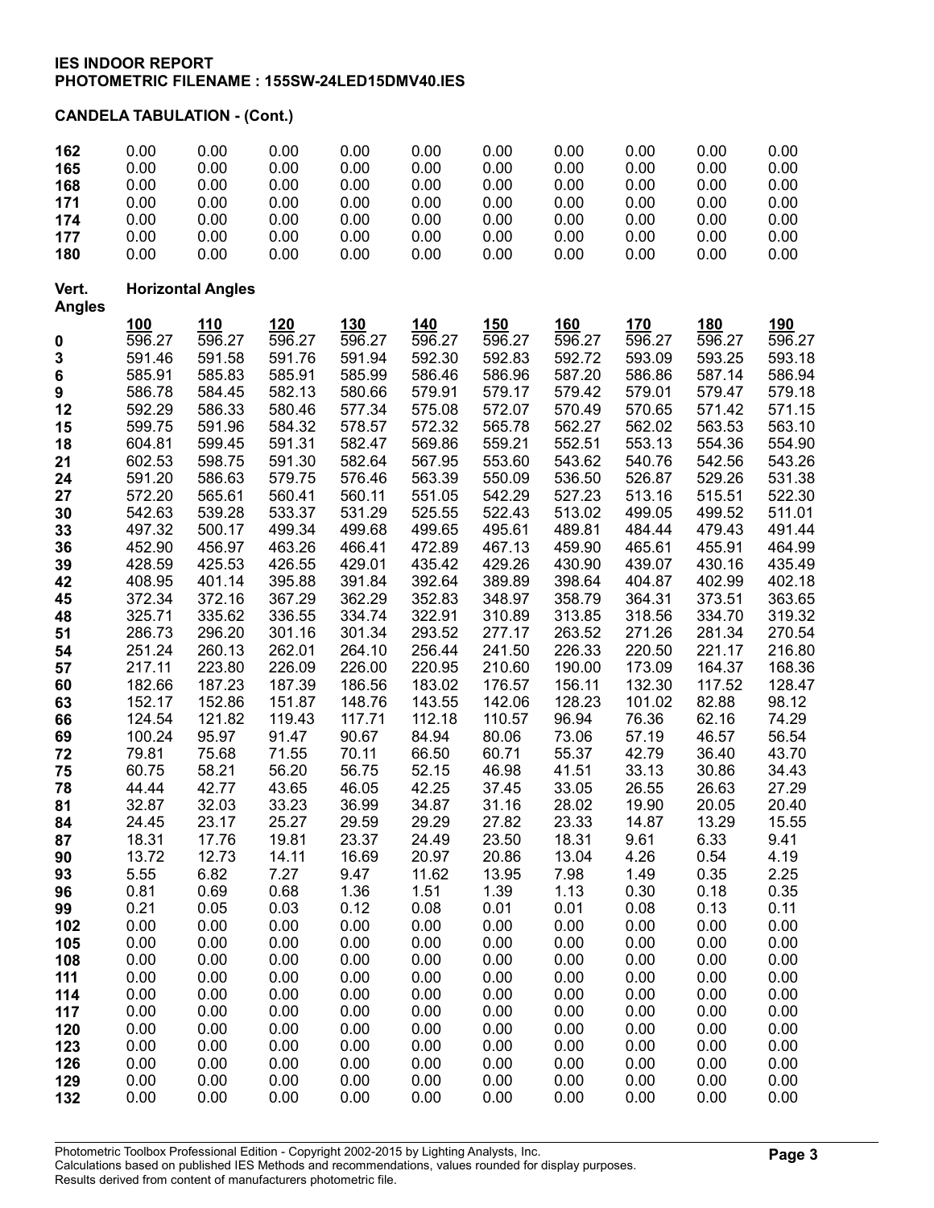**IES INDOOR REPORT**
**PHOTOMETRIC FILENAME : 155SW-24LED15DMV40.IES**

**CANDELA TABULATION - (Cont.)**

| | | | | | | | | | | |
|---|---|---|---|---|---|---|---|---|---|---|
| **162** | 0.00 | 0.00 | 0.00 | 0.00 | 0.00 | 0.00 | 0.00 | 0.00 | 0.00 | 0.00 |
| **165** | 0.00 | 0.00 | 0.00 | 0.00 | 0.00 | 0.00 | 0.00 | 0.00 | 0.00 | 0.00 |
| **168** | 0.00 | 0.00 | 0.00 | 0.00 | 0.00 | 0.00 | 0.00 | 0.00 | 0.00 | 0.00 |
| **171** | 0.00 | 0.00 | 0.00 | 0.00 | 0.00 | 0.00 | 0.00 | 0.00 | 0.00 | 0.00 |
| **174** | 0.00 | 0.00 | 0.00 | 0.00 | 0.00 | 0.00 | 0.00 | 0.00 | 0.00 | 0.00 |
| **177** | 0.00 | 0.00 | 0.00 | 0.00 | 0.00 | 0.00 | 0.00 | 0.00 | 0.00 | 0.00 |
| **180** | 0.00 | 0.00 | 0.00 | 0.00 | 0.00 | 0.00 | 0.00 | 0.00 | 0.00 | 0.00 |

| **Vert. Angles** | **Horizontal Angles** | | | | | | | | | |
|---|---|---|---|---|---|---|---|---|---|---|
| | **100** | **110** | **120** | **130** | **140** | **150** | **160** | **170** | **180** | **190** |
| **0** | 596.27 | 596.27 | 596.27 | 596.27 | 596.27 | 596.27 | 596.27 | 596.27 | 596.27 | 596.27 |
| **3** | 591.46 | 591.58 | 591.76 | 591.94 | 592.30 | 592.83 | 592.72 | 593.09 | 593.25 | 593.18 |
| **6** | 585.91 | 585.83 | 585.91 | 585.99 | 586.46 | 586.96 | 587.20 | 586.86 | 587.14 | 586.94 |
| **9** | 586.78 | 584.45 | 582.13 | 580.66 | 579.91 | 579.17 | 579.42 | 579.01 | 579.47 | 579.18 |
| **12** | 592.29 | 586.33 | 580.46 | 577.34 | 575.08 | 572.07 | 570.49 | 570.65 | 571.42 | 571.15 |
| **15** | 599.75 | 591.96 | 584.32 | 578.57 | 572.32 | 565.78 | 562.27 | 562.02 | 563.53 | 563.10 |
| **18** | 604.81 | 599.45 | 591.31 | 582.47 | 569.86 | 559.21 | 552.51 | 553.13 | 554.36 | 554.90 |
| **21** | 602.53 | 598.75 | 591.30 | 582.64 | 567.95 | 553.60 | 543.62 | 540.76 | 542.56 | 543.26 |
| **24** | 591.20 | 586.63 | 579.75 | 576.46 | 563.39 | 550.09 | 536.50 | 526.87 | 529.26 | 531.38 |
| **27** | 572.20 | 565.61 | 560.41 | 560.11 | 551.05 | 542.29 | 527.23 | 513.16 | 515.51 | 522.30 |
| **30** | 542.63 | 539.28 | 533.37 | 531.29 | 525.55 | 522.43 | 513.02 | 499.05 | 499.52 | 511.01 |
| **33** | 497.32 | 500.17 | 499.34 | 499.68 | 499.65 | 495.61 | 489.81 | 484.44 | 479.43 | 491.44 |
| **36** | 452.90 | 456.97 | 463.26 | 466.41 | 472.89 | 467.13 | 459.90 | 465.61 | 455.91 | 464.99 |
| **39** | 428.59 | 425.53 | 426.55 | 429.01 | 435.42 | 429.26 | 430.90 | 439.07 | 430.16 | 435.49 |
| **42** | 408.95 | 401.14 | 395.88 | 391.84 | 392.64 | 389.89 | 398.64 | 404.87 | 402.99 | 402.18 |
| **45** | 372.34 | 372.16 | 367.29 | 362.29 | 352.83 | 348.97 | 358.79 | 364.31 | 373.51 | 363.65 |
| **48** | 325.71 | 335.62 | 336.55 | 334.74 | 322.91 | 310.89 | 313.85 | 318.56 | 334.70 | 319.32 |
| **51** | 286.73 | 296.20 | 301.16 | 301.34 | 293.52 | 277.17 | 263.52 | 271.26 | 281.34 | 270.54 |
| **54** | 251.24 | 260.13 | 262.01 | 264.10 | 256.44 | 241.50 | 226.33 | 220.50 | 221.17 | 216.80 |
| **57** | 217.11 | 223.80 | 226.09 | 226.00 | 220.95 | 210.60 | 190.00 | 173.09 | 164.37 | 168.36 |
| **60** | 182.66 | 187.23 | 187.39 | 186.56 | 183.02 | 176.57 | 156.11 | 132.30 | 117.52 | 128.47 |
| **63** | 152.17 | 152.86 | 151.87 | 148.76 | 143.55 | 142.06 | 128.23 | 101.02 | 82.88 | 98.12 |
| **66** | 124.54 | 121.82 | 119.43 | 117.71 | 112.18 | 110.57 | 96.94 | 76.36 | 62.16 | 74.29 |
| **69** | 100.24 | 95.97 | 91.47 | 90.67 | 84.94 | 80.06 | 73.06 | 57.19 | 46.57 | 56.54 |
| **72** | 79.81 | 75.68 | 71.55 | 70.11 | 66.50 | 60.71 | 55.37 | 42.79 | 36.40 | 43.70 |
| **75** | 60.75 | 58.21 | 56.20 | 56.75 | 52.15 | 46.98 | 41.51 | 33.13 | 30.86 | 34.43 |
| **78** | 44.44 | 42.77 | 43.65 | 46.05 | 42.25 | 37.45 | 33.05 | 26.55 | 26.63 | 27.29 |
| **81** | 32.87 | 32.03 | 33.23 | 36.99 | 34.87 | 31.16 | 28.02 | 19.90 | 20.05 | 20.40 |
| **84** | 24.45 | 23.17 | 25.27 | 29.59 | 29.29 | 27.82 | 23.33 | 14.87 | 13.29 | 15.55 |
| **87** | 18.31 | 17.76 | 19.81 | 23.37 | 24.49 | 23.50 | 18.31 | 9.61 | 6.33 | 9.41 |
| **90** | 13.72 | 12.73 | 14.11 | 16.69 | 20.97 | 20.86 | 13.04 | 4.26 | 0.54 | 4.19 |
| **93** | 5.55 | 6.82 | 7.27 | 9.47 | 11.62 | 13.95 | 7.98 | 1.49 | 0.35 | 2.25 |
| **96** | 0.81 | 0.69 | 0.68 | 1.36 | 1.51 | 1.39 | 1.13 | 0.30 | 0.18 | 0.35 |
| **99** | 0.21 | 0.05 | 0.03 | 0.12 | 0.08 | 0.01 | 0.01 | 0.08 | 0.13 | 0.11 |
| **102** | 0.00 | 0.00 | 0.00 | 0.00 | 0.00 | 0.00 | 0.00 | 0.00 | 0.00 | 0.00 |
| **105** | 0.00 | 0.00 | 0.00 | 0.00 | 0.00 | 0.00 | 0.00 | 0.00 | 0.00 | 0.00 |
| **108** | 0.00 | 0.00 | 0.00 | 0.00 | 0.00 | 0.00 | 0.00 | 0.00 | 0.00 | 0.00 |
| **111** | 0.00 | 0.00 | 0.00 | 0.00 | 0.00 | 0.00 | 0.00 | 0.00 | 0.00 | 0.00 |
| **114** | 0.00 | 0.00 | 0.00 | 0.00 | 0.00 | 0.00 | 0.00 | 0.00 | 0.00 | 0.00 |
| **117** | 0.00 | 0.00 | 0.00 | 0.00 | 0.00 | 0.00 | 0.00 | 0.00 | 0.00 | 0.00 |
| **120** | 0.00 | 0.00 | 0.00 | 0.00 | 0.00 | 0.00 | 0.00 | 0.00 | 0.00 | 0.00 |
| **123** | 0.00 | 0.00 | 0.00 | 0.00 | 0.00 | 0.00 | 0.00 | 0.00 | 0.00 | 0.00 |
| **126** | 0.00 | 0.00 | 0.00 | 0.00 | 0.00 | 0.00 | 0.00 | 0.00 | 0.00 | 0.00 |
| **129** | 0.00 | 0.00 | 0.00 | 0.00 | 0.00 | 0.00 | 0.00 | 0.00 | 0.00 | 0.00 |
| **132** | 0.00 | 0.00 | 0.00 | 0.00 | 0.00 | 0.00 | 0.00 | 0.00 | 0.00 | 0.00 |

Photometric Toolbox Professional Edition - Copyright 2002-2015 by Lighting Analysts, Inc.
Calculations based on published IES Methods and recommendations, values rounded for display purposes.
Results derived from content of manufacturers photometric file.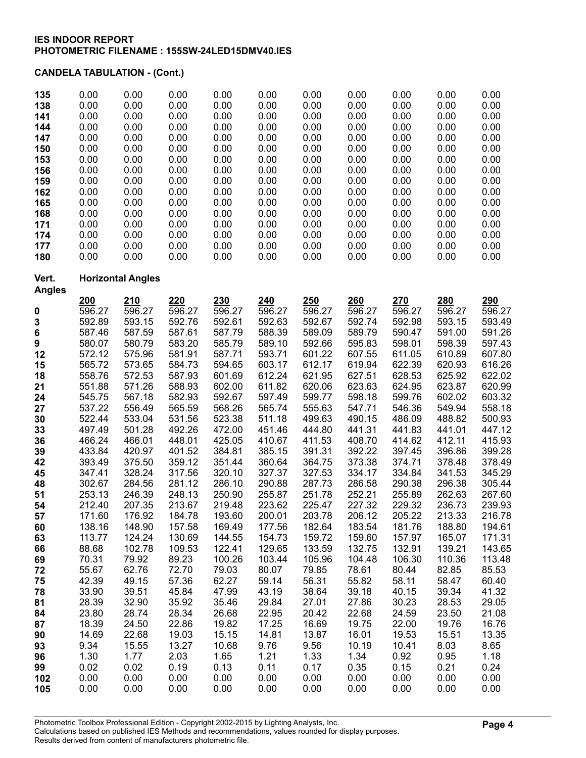# IES INDOOR REPORT
## PHOTOMETRIC FILENAME : 155SW-24LED15DMV40.IES

### CANDELA TABULATION - (Cont.)

| | | | | | | | | | | |
|---|---|---|---|---|---|---|---|---|---|---|
| 135 | 0.00 | 0.00 | 0.00 | 0.00 | 0.00 | 0.00 | 0.00 | 0.00 | 0.00 | 0.00 |
| 138 | 0.00 | 0.00 | 0.00 | 0.00 | 0.00 | 0.00 | 0.00 | 0.00 | 0.00 | 0.00 |
| 141 | 0.00 | 0.00 | 0.00 | 0.00 | 0.00 | 0.00 | 0.00 | 0.00 | 0.00 | 0.00 |
| 144 | 0.00 | 0.00 | 0.00 | 0.00 | 0.00 | 0.00 | 0.00 | 0.00 | 0.00 | 0.00 |
| 147 | 0.00 | 0.00 | 0.00 | 0.00 | 0.00 | 0.00 | 0.00 | 0.00 | 0.00 | 0.00 |
| 150 | 0.00 | 0.00 | 0.00 | 0.00 | 0.00 | 0.00 | 0.00 | 0.00 | 0.00 | 0.00 |
| 153 | 0.00 | 0.00 | 0.00 | 0.00 | 0.00 | 0.00 | 0.00 | 0.00 | 0.00 | 0.00 |
| 156 | 0.00 | 0.00 | 0.00 | 0.00 | 0.00 | 0.00 | 0.00 | 0.00 | 0.00 | 0.00 |
| 159 | 0.00 | 0.00 | 0.00 | 0.00 | 0.00 | 0.00 | 0.00 | 0.00 | 0.00 | 0.00 |
| 162 | 0.00 | 0.00 | 0.00 | 0.00 | 0.00 | 0.00 | 0.00 | 0.00 | 0.00 | 0.00 |
| 165 | 0.00 | 0.00 | 0.00 | 0.00 | 0.00 | 0.00 | 0.00 | 0.00 | 0.00 | 0.00 |
| 168 | 0.00 | 0.00 | 0.00 | 0.00 | 0.00 | 0.00 | 0.00 | 0.00 | 0.00 | 0.00 |
| 171 | 0.00 | 0.00 | 0.00 | 0.00 | 0.00 | 0.00 | 0.00 | 0.00 | 0.00 | 0.00 |
| 174 | 0.00 | 0.00 | 0.00 | 0.00 | 0.00 | 0.00 | 0.00 | 0.00 | 0.00 | 0.00 |
| 177 | 0.00 | 0.00 | 0.00 | 0.00 | 0.00 | 0.00 | 0.00 | 0.00 | 0.00 | 0.00 |
| 180 | 0.00 | 0.00 | 0.00 | 0.00 | 0.00 | 0.00 | 0.00 | 0.00 | 0.00 | 0.00 |

| Vert. Angles | Horizontal Angles | | | | | | | | | |
|---|---|---|---|---|---|---|---|---|---|---|
| | 200 | 210 | 220 | 230 | 240 | 250 | 260 | 270 | 280 | 290 |
| 0 | 596.27 | 596.27 | 596.27 | 596.27 | 596.27 | 596.27 | 596.27 | 596.27 | 596.27 | 596.27 |
| 3 | 592.89 | 593.15 | 592.76 | 592.61 | 592.63 | 592.67 | 592.74 | 592.98 | 593.15 | 593.49 |
| 6 | 587.46 | 587.59 | 587.61 | 587.79 | 588.39 | 589.09 | 589.79 | 590.47 | 591.00 | 591.26 |
| 9 | 580.07 | 580.79 | 583.20 | 585.79 | 589.10 | 592.66 | 595.83 | 598.01 | 598.39 | 597.43 |
| 12 | 572.12 | 575.96 | 581.91 | 587.71 | 593.71 | 601.22 | 607.55 | 611.05 | 610.89 | 607.80 |
| 15 | 565.72 | 573.65 | 584.73 | 594.65 | 603.17 | 612.17 | 619.94 | 622.39 | 620.93 | 616.26 |
| 18 | 558.76 | 572.53 | 587.93 | 601.69 | 612.24 | 621.95 | 627.51 | 628.53 | 625.92 | 622.02 |
| 21 | 551.88 | 571.26 | 588.93 | 602.00 | 611.82 | 620.06 | 623.63 | 624.95 | 623.87 | 620.99 |
| 24 | 545.75 | 567.18 | 582.93 | 592.67 | 597.49 | 599.77 | 598.18 | 599.76 | 602.02 | 603.32 |
| 27 | 537.22 | 556.49 | 565.59 | 568.26 | 565.74 | 555.63 | 547.71 | 546.36 | 549.94 | 558.18 |
| 30 | 522.44 | 533.04 | 531.56 | 523.38 | 511.18 | 499.63 | 490.15 | 486.09 | 488.82 | 500.93 |
| 33 | 497.49 | 501.28 | 492.26 | 472.00 | 451.46 | 444.80 | 441.31 | 441.83 | 441.01 | 447.12 |
| 36 | 466.24 | 466.01 | 448.01 | 425.05 | 410.67 | 411.53 | 408.70 | 414.62 | 412.11 | 415.93 |
| 39 | 433.84 | 420.97 | 401.52 | 384.81 | 385.15 | 391.31 | 392.22 | 397.45 | 396.86 | 399.28 |
| 42 | 393.49 | 375.50 | 359.12 | 351.44 | 360.64 | 364.75 | 373.38 | 374.71 | 378.48 | 378.49 |
| 45 | 347.41 | 328.24 | 317.56 | 320.10 | 327.37 | 327.53 | 334.17 | 334.84 | 341.53 | 345.29 |
| 48 | 302.67 | 284.56 | 281.12 | 286.10 | 290.88 | 287.73 | 286.58 | 290.38 | 296.38 | 305.44 |
| 51 | 253.13 | 246.39 | 248.13 | 250.90 | 255.87 | 251.78 | 252.21 | 255.89 | 262.63 | 267.60 |
| 54 | 212.40 | 207.35 | 213.67 | 219.48 | 223.62 | 225.47 | 227.32 | 229.32 | 236.73 | 239.93 |
| 57 | 171.60 | 176.92 | 184.78 | 193.60 | 200.01 | 203.78 | 206.12 | 205.22 | 213.33 | 216.78 |
| 60 | 138.16 | 148.90 | 157.58 | 169.49 | 177.56 | 182.64 | 183.54 | 181.76 | 188.80 | 194.61 |
| 63 | 113.77 | 124.24 | 130.69 | 144.55 | 154.73 | 159.72 | 159.60 | 157.97 | 165.07 | 171.31 |
| 66 | 88.68 | 102.78 | 109.53 | 122.41 | 129.65 | 133.59 | 132.75 | 132.91 | 139.21 | 143.65 |
| 69 | 70.31 | 79.92 | 89.23 | 100.26 | 103.44 | 105.96 | 104.48 | 106.30 | 110.36 | 113.48 |
| 72 | 55.67 | 62.76 | 72.70 | 79.03 | 80.07 | 79.85 | 78.61 | 80.44 | 82.85 | 85.53 |
| 75 | 42.39 | 49.15 | 57.36 | 62.27 | 59.14 | 56.31 | 55.82 | 58.11 | 58.47 | 60.40 |
| 78 | 33.90 | 39.51 | 45.84 | 47.99 | 43.19 | 38.64 | 39.18 | 40.15 | 39.34 | 41.32 |
| 81 | 28.39 | 32.90 | 35.92 | 35.46 | 29.84 | 27.01 | 27.86 | 30.23 | 28.53 | 29.05 |
| 84 | 23.80 | 28.74 | 28.34 | 26.68 | 22.95 | 20.42 | 22.68 | 24.59 | 23.50 | 21.08 |
| 87 | 18.39 | 24.50 | 22.86 | 19.82 | 17.25 | 16.69 | 19.75 | 22.00 | 19.76 | 16.76 |
| 90 | 14.69 | 22.68 | 19.03 | 15.15 | 14.81 | 13.87 | 16.01 | 19.53 | 15.51 | 13.35 |
| 93 | 9.34 | 15.55 | 13.27 | 10.68 | 9.76 | 9.56 | 10.19 | 10.41 | 8.03 | 8.65 |
| 96 | 1.30 | 1.77 | 2.03 | 1.65 | 1.21 | 1.33 | 1.34 | 0.92 | 0.95 | 1.18 |
| 99 | 0.02 | 0.02 | 0.19 | 0.13 | 0.11 | 0.17 | 0.35 | 0.15 | 0.21 | 0.24 |
| 102 | 0.00 | 0.00 | 0.00 | 0.00 | 0.00 | 0.00 | 0.00 | 0.00 | 0.00 | 0.00 |
| 105 | 0.00 | 0.00 | 0.00 | 0.00 | 0.00 | 0.00 | 0.00 | 0.00 | 0.00 | 0.00 |

Photometric Toolbox Professional Edition - Copyright 2002-2015 by Lighting Analysts, Inc.
Calculations based on published IES Methods and recommendations, values rounded for display purposes.
Results derived from content of manufacturers photometric file.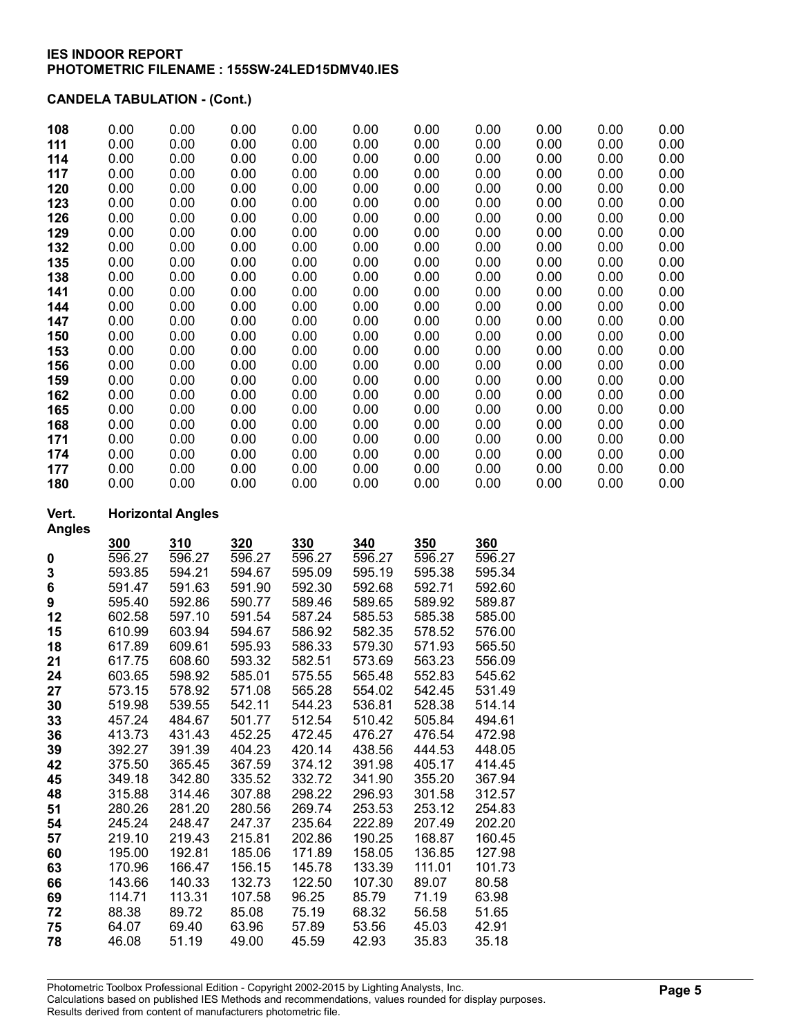**IES INDOOR REPORT**
**PHOTOMETRIC FILENAME : 155SW-24LED15DMV40.IES**

**CANDELA TABULATION - (Cont.)**

| | | | | | | | | | | |
|---|---|---|---|---|---|---|---|---|---|---|
| **108** | 0.00 | 0.00 | 0.00 | 0.00 | 0.00 | 0.00 | 0.00 | 0.00 | 0.00 | 0.00 |
| **111** | 0.00 | 0.00 | 0.00 | 0.00 | 0.00 | 0.00 | 0.00 | 0.00 | 0.00 | 0.00 |
| **114** | 0.00 | 0.00 | 0.00 | 0.00 | 0.00 | 0.00 | 0.00 | 0.00 | 0.00 | 0.00 |
| **117** | 0.00 | 0.00 | 0.00 | 0.00 | 0.00 | 0.00 | 0.00 | 0.00 | 0.00 | 0.00 |
| **120** | 0.00 | 0.00 | 0.00 | 0.00 | 0.00 | 0.00 | 0.00 | 0.00 | 0.00 | 0.00 |
| **123** | 0.00 | 0.00 | 0.00 | 0.00 | 0.00 | 0.00 | 0.00 | 0.00 | 0.00 | 0.00 |
| **126** | 0.00 | 0.00 | 0.00 | 0.00 | 0.00 | 0.00 | 0.00 | 0.00 | 0.00 | 0.00 |
| **129** | 0.00 | 0.00 | 0.00 | 0.00 | 0.00 | 0.00 | 0.00 | 0.00 | 0.00 | 0.00 |
| **132** | 0.00 | 0.00 | 0.00 | 0.00 | 0.00 | 0.00 | 0.00 | 0.00 | 0.00 | 0.00 |
| **135** | 0.00 | 0.00 | 0.00 | 0.00 | 0.00 | 0.00 | 0.00 | 0.00 | 0.00 | 0.00 |
| **138** | 0.00 | 0.00 | 0.00 | 0.00 | 0.00 | 0.00 | 0.00 | 0.00 | 0.00 | 0.00 |
| **141** | 0.00 | 0.00 | 0.00 | 0.00 | 0.00 | 0.00 | 0.00 | 0.00 | 0.00 | 0.00 |
| **144** | 0.00 | 0.00 | 0.00 | 0.00 | 0.00 | 0.00 | 0.00 | 0.00 | 0.00 | 0.00 |
| **147** | 0.00 | 0.00 | 0.00 | 0.00 | 0.00 | 0.00 | 0.00 | 0.00 | 0.00 | 0.00 |
| **150** | 0.00 | 0.00 | 0.00 | 0.00 | 0.00 | 0.00 | 0.00 | 0.00 | 0.00 | 0.00 |
| **153** | 0.00 | 0.00 | 0.00 | 0.00 | 0.00 | 0.00 | 0.00 | 0.00 | 0.00 | 0.00 |
| **156** | 0.00 | 0.00 | 0.00 | 0.00 | 0.00 | 0.00 | 0.00 | 0.00 | 0.00 | 0.00 |
| **159** | 0.00 | 0.00 | 0.00 | 0.00 | 0.00 | 0.00 | 0.00 | 0.00 | 0.00 | 0.00 |
| **162** | 0.00 | 0.00 | 0.00 | 0.00 | 0.00 | 0.00 | 0.00 | 0.00 | 0.00 | 0.00 |
| **165** | 0.00 | 0.00 | 0.00 | 0.00 | 0.00 | 0.00 | 0.00 | 0.00 | 0.00 | 0.00 |
| **168** | 0.00 | 0.00 | 0.00 | 0.00 | 0.00 | 0.00 | 0.00 | 0.00 | 0.00 | 0.00 |
| **171** | 0.00 | 0.00 | 0.00 | 0.00 | 0.00 | 0.00 | 0.00 | 0.00 | 0.00 | 0.00 |
| **174** | 0.00 | 0.00 | 0.00 | 0.00 | 0.00 | 0.00 | 0.00 | 0.00 | 0.00 | 0.00 |
| **177** | 0.00 | 0.00 | 0.00 | 0.00 | 0.00 | 0.00 | 0.00 | 0.00 | 0.00 | 0.00 |
| **180** | 0.00 | 0.00 | 0.00 | 0.00 | 0.00 | 0.00 | 0.00 | 0.00 | 0.00 | 0.00 |

| **Vert. Angles** | **Horizontal Angles** | | | | | | |
|---|---|---|---|---|---|---|---|
| | **300** | **310** | **320** | **330** | **340** | **350** | **360** |
| **0** | 596.27 | 596.27 | 596.27 | 596.27 | 596.27 | 596.27 | 596.27 |
| **3** | 593.85 | 594.21 | 594.67 | 595.09 | 595.19 | 595.38 | 595.34 |
| **6** | 591.47 | 591.63 | 591.90 | 592.30 | 592.68 | 592.71 | 592.60 |
| **9** | 595.40 | 592.86 | 590.77 | 589.46 | 589.65 | 589.92 | 589.87 |
| **12** | 602.58 | 597.10 | 591.54 | 587.24 | 585.53 | 585.38 | 585.00 |
| **15** | 610.99 | 603.94 | 594.67 | 586.92 | 582.35 | 578.52 | 576.00 |
| **18** | 617.89 | 609.61 | 595.93 | 586.33 | 579.30 | 571.93 | 565.50 |
| **21** | 617.75 | 608.60 | 593.32 | 582.51 | 573.69 | 563.23 | 556.09 |
| **24** | 603.65 | 598.92 | 585.01 | 575.55 | 565.48 | 552.83 | 545.62 |
| **27** | 573.15 | 578.92 | 571.08 | 565.28 | 554.02 | 542.45 | 531.49 |
| **30** | 519.98 | 539.55 | 542.11 | 544.23 | 536.81 | 528.38 | 514.14 |
| **33** | 457.24 | 484.67 | 501.77 | 512.54 | 510.42 | 505.84 | 494.61 |
| **36** | 413.73 | 431.43 | 452.25 | 472.45 | 476.27 | 476.54 | 472.98 |
| **39** | 392.27 | 391.39 | 404.23 | 420.14 | 438.56 | 444.53 | 448.05 |
| **42** | 375.50 | 365.45 | 367.59 | 374.12 | 391.98 | 405.17 | 414.45 |
| **45** | 349.18 | 342.80 | 335.52 | 332.72 | 341.90 | 355.20 | 367.94 |
| **48** | 315.88 | 314.46 | 307.88 | 298.22 | 296.93 | 301.58 | 312.57 |
| **51** | 280.26 | 281.20 | 280.56 | 269.74 | 253.53 | 253.12 | 254.83 |
| **54** | 245.24 | 248.47 | 247.37 | 235.64 | 222.89 | 207.49 | 202.20 |
| **57** | 219.10 | 219.43 | 215.81 | 202.86 | 190.25 | 168.87 | 160.45 |
| **60** | 195.00 | 192.81 | 185.06 | 171.89 | 158.05 | 136.85 | 127.98 |
| **63** | 170.96 | 166.47 | 156.15 | 145.78 | 133.39 | 111.01 | 101.73 |
| **66** | 143.66 | 140.33 | 132.73 | 122.50 | 107.30 | 89.07 | 80.58 |
| **69** | 114.71 | 113.31 | 107.58 | 96.25 | 85.79 | 71.19 | 63.98 |
| **72** | 88.38 | 89.72 | 85.08 | 75.19 | 68.32 | 56.58 | 51.65 |
| **75** | 64.07 | 69.40 | 63.96 | 57.89 | 53.56 | 45.03 | 42.91 |
| **78** | 46.08 | 51.19 | 49.00 | 45.59 | 42.93 | 35.83 | 35.18 |

Photometric Toolbox Professional Edition - Copyright 2002-2015 by Lighting Analysts, Inc.
Calculations based on published IES Methods and recommendations, values rounded for display purposes.
Results derived from content of manufacturers photometric file.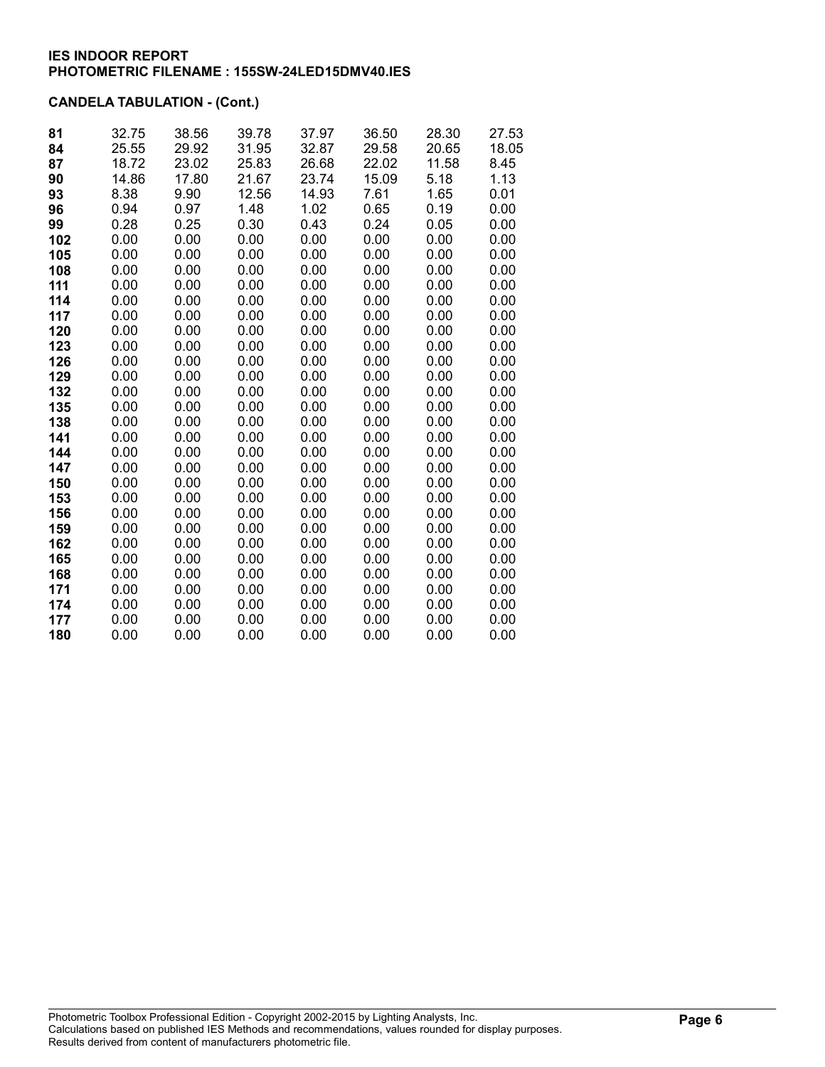**IES INDOOR REPORT**
**PHOTOMETRIC FILENAME : 155SW-24LED15DMV40.IES**

### CANDELA TABULATION - (Cont.)

| | | | | | | | |
|---|---|---|---|---|---|---|---|
| **81** | 32.75 | 38.56 | 39.78 | 37.97 | 36.50 | 28.30 | 27.53 |
| **84** | 25.55 | 29.92 | 31.95 | 32.87 | 29.58 | 20.65 | 18.05 |
| **87** | 18.72 | 23.02 | 25.83 | 26.68 | 22.02 | 11.58 | 8.45 |
| **90** | 14.86 | 17.80 | 21.67 | 23.74 | 15.09 | 5.18 | 1.13 |
| **93** | 8.38 | 9.90 | 12.56 | 14.93 | 7.61 | 1.65 | 0.01 |
| **96** | 0.94 | 0.97 | 1.48 | 1.02 | 0.65 | 0.19 | 0.00 |
| **99** | 0.28 | 0.25 | 0.30 | 0.43 | 0.24 | 0.05 | 0.00 |
| **102** | 0.00 | 0.00 | 0.00 | 0.00 | 0.00 | 0.00 | 0.00 |
| **105** | 0.00 | 0.00 | 0.00 | 0.00 | 0.00 | 0.00 | 0.00 |
| **108** | 0.00 | 0.00 | 0.00 | 0.00 | 0.00 | 0.00 | 0.00 |
| **111** | 0.00 | 0.00 | 0.00 | 0.00 | 0.00 | 0.00 | 0.00 |
| **114** | 0.00 | 0.00 | 0.00 | 0.00 | 0.00 | 0.00 | 0.00 |
| **117** | 0.00 | 0.00 | 0.00 | 0.00 | 0.00 | 0.00 | 0.00 |
| **120** | 0.00 | 0.00 | 0.00 | 0.00 | 0.00 | 0.00 | 0.00 |
| **123** | 0.00 | 0.00 | 0.00 | 0.00 | 0.00 | 0.00 | 0.00 |
| **126** | 0.00 | 0.00 | 0.00 | 0.00 | 0.00 | 0.00 | 0.00 |
| **129** | 0.00 | 0.00 | 0.00 | 0.00 | 0.00 | 0.00 | 0.00 |
| **132** | 0.00 | 0.00 | 0.00 | 0.00 | 0.00 | 0.00 | 0.00 |
| **135** | 0.00 | 0.00 | 0.00 | 0.00 | 0.00 | 0.00 | 0.00 |
| **138** | 0.00 | 0.00 | 0.00 | 0.00 | 0.00 | 0.00 | 0.00 |
| **141** | 0.00 | 0.00 | 0.00 | 0.00 | 0.00 | 0.00 | 0.00 |
| **144** | 0.00 | 0.00 | 0.00 | 0.00 | 0.00 | 0.00 | 0.00 |
| **147** | 0.00 | 0.00 | 0.00 | 0.00 | 0.00 | 0.00 | 0.00 |
| **150** | 0.00 | 0.00 | 0.00 | 0.00 | 0.00 | 0.00 | 0.00 |
| **153** | 0.00 | 0.00 | 0.00 | 0.00 | 0.00 | 0.00 | 0.00 |
| **156** | 0.00 | 0.00 | 0.00 | 0.00 | 0.00 | 0.00 | 0.00 |
| **159** | 0.00 | 0.00 | 0.00 | 0.00 | 0.00 | 0.00 | 0.00 |
| **162** | 0.00 | 0.00 | 0.00 | 0.00 | 0.00 | 0.00 | 0.00 |
| **165** | 0.00 | 0.00 | 0.00 | 0.00 | 0.00 | 0.00 | 0.00 |
| **168** | 0.00 | 0.00 | 0.00 | 0.00 | 0.00 | 0.00 | 0.00 |
| **171** | 0.00 | 0.00 | 0.00 | 0.00 | 0.00 | 0.00 | 0.00 |
| **174** | 0.00 | 0.00 | 0.00 | 0.00 | 0.00 | 0.00 | 0.00 |
| **177** | 0.00 | 0.00 | 0.00 | 0.00 | 0.00 | 0.00 | 0.00 |
| **180** | 0.00 | 0.00 | 0.00 | 0.00 | 0.00 | 0.00 | 0.00 |

Photometric Toolbox Professional Edition - Copyright 2002-2015 by Lighting Analysts, Inc.
Calculations based on published IES Methods and recommendations, values rounded for display purposes.
Results derived from content of manufacturers photometric file.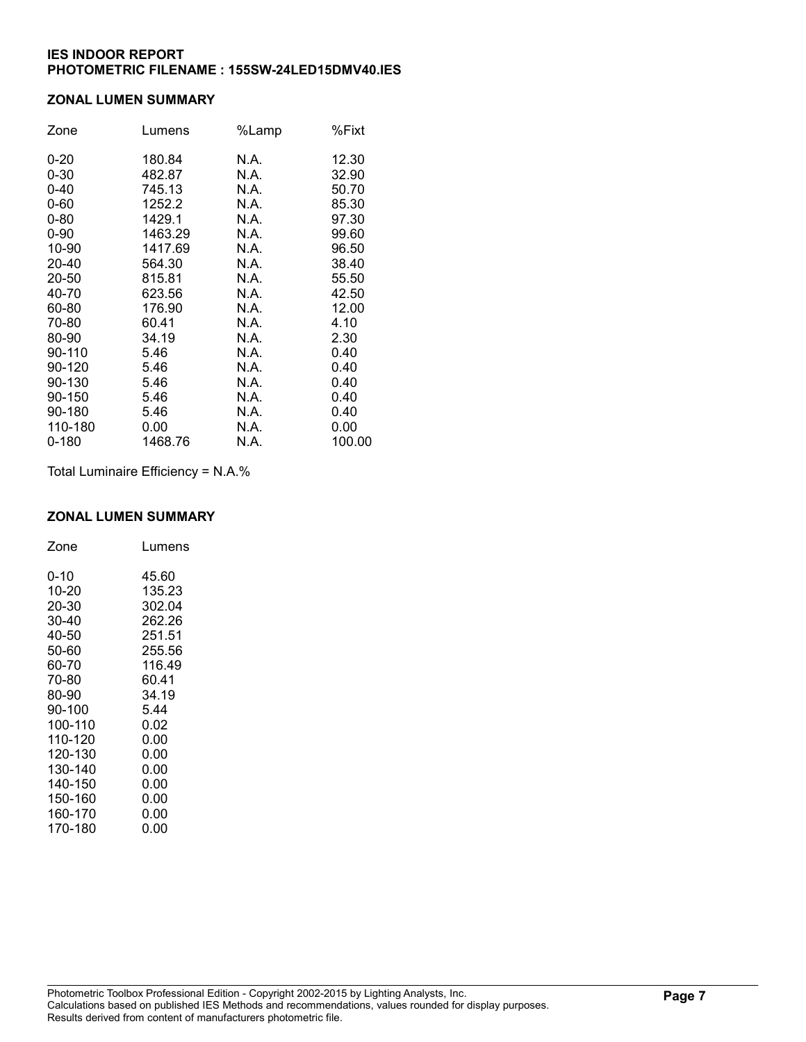**IES INDOOR REPORT**
**PHOTOMETRIC FILENAME : 155SW-24LED15DMV40.IES**

## ZONAL LUMEN SUMMARY

| Zone | Lumens | %Lamp | %Fixt |
|---|---|---|---|
| 0-20 | 180.84 | N.A. | 12.30 |
| 0-30 | 482.87 | N.A. | 32.90 |
| 0-40 | 745.13 | N.A. | 50.70 |
| 0-60 | 1252.2 | N.A. | 85.30 |
| 0-80 | 1429.1 | N.A. | 97.30 |
| 0-90 | 1463.29 | N.A. | 99.60 |
| 10-90 | 1417.69 | N.A. | 96.50 |
| 20-40 | 564.30 | N.A. | 38.40 |
| 20-50 | 815.81 | N.A. | 55.50 |
| 40-70 | 623.56 | N.A. | 42.50 |
| 60-80 | 176.90 | N.A. | 12.00 |
| 70-80 | 60.41 | N.A. | 4.10 |
| 80-90 | 34.19 | N.A. | 2.30 |
| 90-110 | 5.46 | N.A. | 0.40 |
| 90-120 | 5.46 | N.A. | 0.40 |
| 90-130 | 5.46 | N.A. | 0.40 |
| 90-150 | 5.46 | N.A. | 0.40 |
| 90-180 | 5.46 | N.A. | 0.40 |
| 110-180 | 0.00 | N.A. | 0.00 |
| 0-180 | 1468.76 | N.A. | 100.00 |

Total Luminaire Efficiency = N.A.%

## ZONAL LUMEN SUMMARY

| Zone | Lumens |
|---|---|
| 0-10 | 45.60 |
| 10-20 | 135.23 |
| 20-30 | 302.04 |
| 30-40 | 262.26 |
| 40-50 | 251.51 |
| 50-60 | 255.56 |
| 60-70 | 116.49 |
| 70-80 | 60.41 |
| 80-90 | 34.19 |
| 90-100 | 5.44 |
| 100-110 | 0.02 |
| 110-120 | 0.00 |
| 120-130 | 0.00 |
| 130-140 | 0.00 |
| 140-150 | 0.00 |
| 150-160 | 0.00 |
| 160-170 | 0.00 |
| 170-180 | 0.00 |

Photometric Toolbox Professional Edition - Copyright 2002-2015 by Lighting Analysts, Inc.
Calculations based on published IES Methods and recommendations, values rounded for display purposes.
Results derived from content of manufacturers photometric file.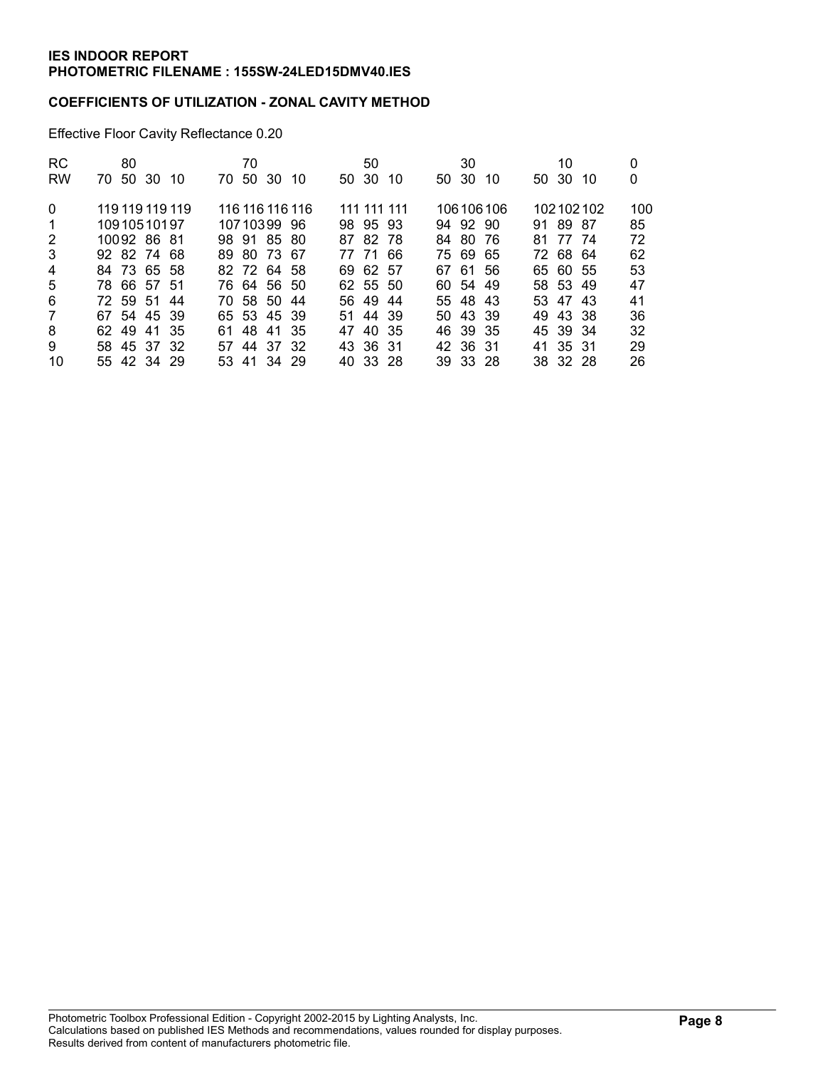**IES INDOOR REPORT**
**PHOTOMETRIC FILENAME : 155SW-24LED15DMV40.IES**

**COEFFICIENTS OF UTILIZATION - ZONAL CAVITY METHOD**

Effective Floor Cavity Reflectance 0.20

| RC | 80 | | | | 70 | | | | 50 | | | 30 | | | 10 | | | 0 |
|---|---|---|---|---|---|---|---|---|---|---|---|---|---|---|---|---|---|---|
| RW | 70 | 50 | 30 | 10 | 70 | 50 | 30 | 10 | 50 | 30 | 10 | 50 | 30 | 10 | 50 | 30 | 10 | 0 |
| 0 | 119 | 119 | 119 | 119 | 116 | 116 | 116 | 116 | 111 | 111 | 111 | 106 | 106 | 106 | 102 | 102 | 102 | 100 |
| 1 | 109 | 105 | 101 | 97 | 107 | 103 | 99 | 96 | 98 | 95 | 93 | 94 | 92 | 90 | 91 | 89 | 87 | 85 |
| 2 | 100 | 92 | 86 | 81 | 98 | 91 | 85 | 80 | 87 | 82 | 78 | 84 | 80 | 76 | 81 | 77 | 74 | 72 |
| 3 | 92 | 82 | 74 | 68 | 89 | 80 | 73 | 67 | 77 | 71 | 66 | 75 | 69 | 65 | 72 | 68 | 64 | 62 |
| 4 | 84 | 73 | 65 | 58 | 82 | 72 | 64 | 58 | 69 | 62 | 57 | 67 | 61 | 56 | 65 | 60 | 55 | 53 |
| 5 | 78 | 66 | 57 | 51 | 76 | 64 | 56 | 50 | 62 | 55 | 50 | 60 | 54 | 49 | 58 | 53 | 49 | 47 |
| 6 | 72 | 59 | 51 | 44 | 70 | 58 | 50 | 44 | 56 | 49 | 44 | 55 | 48 | 43 | 53 | 47 | 43 | 41 |
| 7 | 67 | 54 | 45 | 39 | 65 | 53 | 45 | 39 | 51 | 44 | 39 | 50 | 43 | 39 | 49 | 43 | 38 | 36 |
| 8 | 62 | 49 | 41 | 35 | 61 | 48 | 41 | 35 | 47 | 40 | 35 | 46 | 39 | 35 | 45 | 39 | 34 | 32 |
| 9 | 58 | 45 | 37 | 32 | 57 | 44 | 37 | 32 | 43 | 36 | 31 | 42 | 36 | 31 | 41 | 35 | 31 | 29 |
| 10 | 55 | 42 | 34 | 29 | 53 | 41 | 34 | 29 | 40 | 33 | 28 | 39 | 33 | 28 | 38 | 32 | 28 | 26 |

Photometric Toolbox Professional Edition - Copyright 2002-2015 by Lighting Analysts, Inc.
Calculations based on published IES Methods and recommendations, values rounded for display purposes.
Results derived from content of manufacturers photometric file.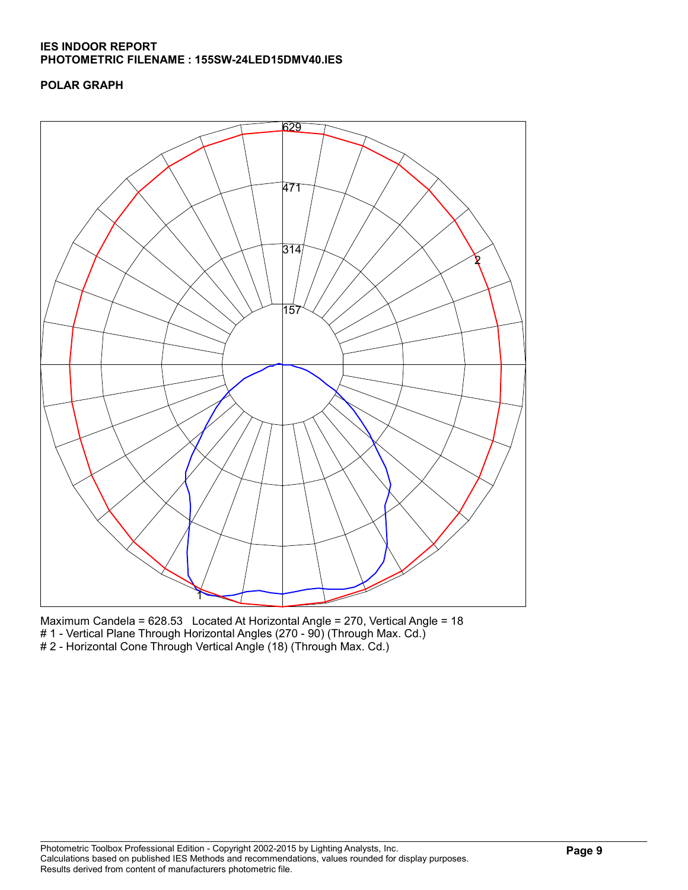**IES INDOOR REPORT**
**PHOTOMETRIC FILENAME : 155SW-24LED15DMV40.IES**

**POLAR GRAPH**

629
471
314
157
2
1

Maximum Candela = 628.53 Located At Horizontal Angle = 270, Vertical Angle = 18
# 1 - Vertical Plane Through Horizontal Angles (270 - 90) (Through Max. Cd.)
# 2 - Horizontal Cone Through Vertical Angle (18) (Through Max. Cd.)

Photometric Toolbox Professional Edition - Copyright 2002-2015 by Lighting Analysts, Inc.
Calculations based on published IES Methods and recommendations, values rounded for display purposes.
Results derived from content of manufacturers photometric file.